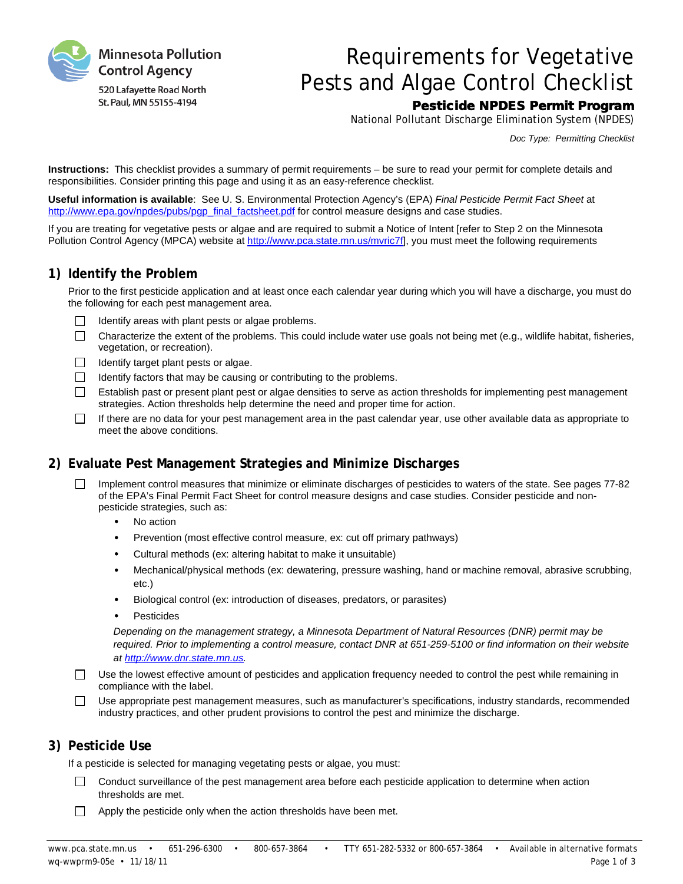Minnesota Pollution Control Agency

520 Lafayette Road North
St. Paul, MN 55155-4194

# Requirements for Vegetative Pests and Algae Control Checklist

**Pesticide NPDES Permit Program**

National Pollutant Discharge Elimination System (NPDES)

*Doc Type: Permitting Checklist*

**Instructions:** This checklist provides a summary of permit requirements – be sure to read your permit for complete details and responsibilities. Consider printing this page and using it as an easy-reference checklist.

**Useful information is available**: See U. S. Environmental Protection Agency's (EPA) *Final Pesticide Permit Fact Sheet* at http://www.epa.gov/npdes/pubs/pgp_final_factsheet.pdf for control measure designs and case studies.

If you are treating for vegetative pests or algae and are required to submit a Notice of Intent [refer to Step 2 on the Minnesota Pollution Control Agency (MPCA) website at http://www.pca.state.mn.us/mvric7f], you must meet the following requirements

## 1) Identify the Problem

Prior to the first pesticide application and at least once each calendar year during which you will have a discharge, you must do the following for each pest management area.

- ☐ Identify areas with plant pests or algae problems.
- ☐ Characterize the extent of the problems. This could include water use goals not being met (e.g., wildlife habitat, fisheries, vegetation, or recreation).
- ☐ Identify target plant pests or algae.
- ☐ Identify factors that may be causing or contributing to the problems.
- ☐ Establish past or present plant pest or algae densities to serve as action thresholds for implementing pest management strategies. Action thresholds help determine the need and proper time for action.
- ☐ If there are no data for your pest management area in the past calendar year, use other available data as appropriate to meet the above conditions.

## 2) Evaluate Pest Management Strategies and Minimize Discharges

- ☐ Implement control measures that minimize or eliminate discharges of pesticides to waters of the state. See pages 77-82 of the EPA's Final Permit Fact Sheet for control measure designs and case studies. Consider pesticide and non-pesticide strategies, such as:
  - No action
  - Prevention (most effective control measure, ex: cut off primary pathways)
  - Cultural methods (ex: altering habitat to make it unsuitable)
  - Mechanical/physical methods (ex: dewatering, pressure washing, hand or machine removal, abrasive scrubbing, etc.)
  - Biological control (ex: introduction of diseases, predators, or parasites)
  - Pesticides

  *Depending on the management strategy, a Minnesota Department of Natural Resources (DNR) permit may be required. Prior to implementing a control measure, contact DNR at 651-259-5100 or find information on their website at http://www.dnr.state.mn.us.*
- ☐ Use the lowest effective amount of pesticides and application frequency needed to control the pest while remaining in compliance with the label.
- ☐ Use appropriate pest management measures, such as manufacturer's specifications, industry standards, recommended industry practices, and other prudent provisions to control the pest and minimize the discharge.

## 3) Pesticide Use

If a pesticide is selected for managing vegetating pests or algae, you must:

- ☐ Conduct surveillance of the pest management area before each pesticide application to determine when action thresholds are met.
- ☐ Apply the pesticide only when the action thresholds have been met.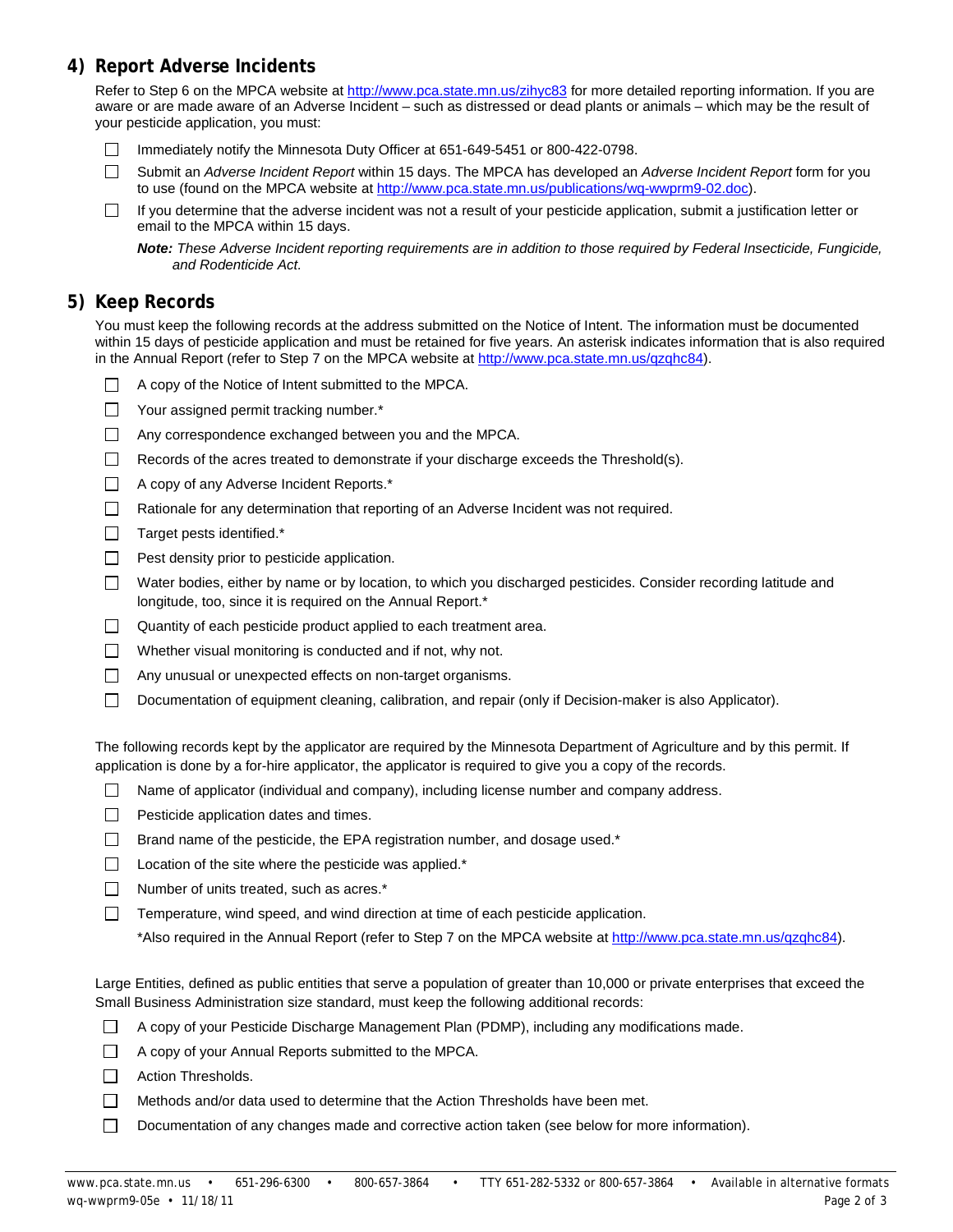## 4) Report Adverse Incidents

Refer to Step 6 on the MPCA website at http://www.pca.state.mn.us/zihyc83 for more detailed reporting information. If you are aware or are made aware of an Adverse Incident – such as distressed or dead plants or animals – which may be the result of your pesticide application, you must:

- [ ] Immediately notify the Minnesota Duty Officer at 651-649-5451 or 800-422-0798.
- [ ] Submit an *Adverse Incident Report* within 15 days. The MPCA has developed an *Adverse Incident Report* form for you to use (found on the MPCA website at http://www.pca.state.mn.us/publications/wq-wwprm9-02.doc).
- [ ] If you determine that the adverse incident was not a result of your pesticide application, submit a justification letter or email to the MPCA within 15 days.

*__Note:__ These Adverse Incident reporting requirements are in addition to those required by Federal Insecticide, Fungicide, and Rodenticide Act.*

## 5) Keep Records

You must keep the following records at the address submitted on the Notice of Intent. The information must be documented within 15 days of pesticide application and must be retained for five years. An asterisk indicates information that is also required in the Annual Report (refer to Step 7 on the MPCA website at http://www.pca.state.mn.us/qzqhc84).

- [ ] A copy of the Notice of Intent submitted to the MPCA.
- [ ] Your assigned permit tracking number.*
- [ ] Any correspondence exchanged between you and the MPCA.
- [ ] Records of the acres treated to demonstrate if your discharge exceeds the Threshold(s).
- [ ] A copy of any Adverse Incident Reports.*
- [ ] Rationale for any determination that reporting of an Adverse Incident was not required.
- [ ] Target pests identified.*
- [ ] Pest density prior to pesticide application.
- [ ] Water bodies, either by name or by location, to which you discharged pesticides. Consider recording latitude and longitude, too, since it is required on the Annual Report.*
- [ ] Quantity of each pesticide product applied to each treatment area.
- [ ] Whether visual monitoring is conducted and if not, why not.
- [ ] Any unusual or unexpected effects on non-target organisms.
- [ ] Documentation of equipment cleaning, calibration, and repair (only if Decision-maker is also Applicator).

The following records kept by the applicator are required by the Minnesota Department of Agriculture and by this permit. If application is done by a for-hire applicator, the applicator is required to give you a copy of the records.

- [ ] Name of applicator (individual and company), including license number and company address.
- [ ] Pesticide application dates and times.
- [ ] Brand name of the pesticide, the EPA registration number, and dosage used.*
- [ ] Location of the site where the pesticide was applied.*
- [ ] Number of units treated, such as acres.*
- [ ] Temperature, wind speed, and wind direction at time of each pesticide application.

*Also required in the Annual Report (refer to Step 7 on the MPCA website at http://www.pca.state.mn.us/qzqhc84).

Large Entities, defined as public entities that serve a population of greater than 10,000 or private enterprises that exceed the Small Business Administration size standard, must keep the following additional records:

- [ ] A copy of your Pesticide Discharge Management Plan (PDMP), including any modifications made.
- [ ] A copy of your Annual Reports submitted to the MPCA.
- [ ] Action Thresholds.
- [ ] Methods and/or data used to determine that the Action Thresholds have been met.
- [ ] Documentation of any changes made and corrective action taken (see below for more information).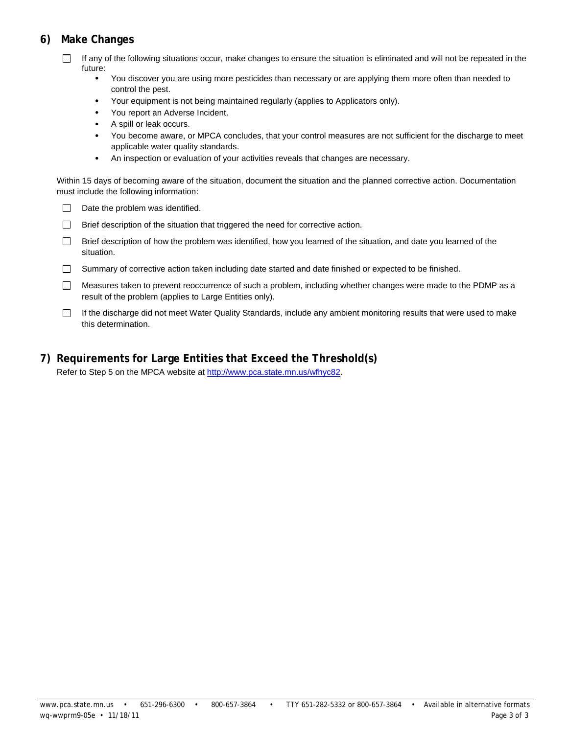## 6) Make Changes

- [ ] If any of the following situations occur, make changes to ensure the situation is eliminated and will not be repeated in the future:
    - You discover you are using more pesticides than necessary or are applying them more often than needed to control the pest.
    - Your equipment is not being maintained regularly (applies to Applicators only).
    - You report an Adverse Incident.
    - A spill or leak occurs.
    - You become aware, or MPCA concludes, that your control measures are not sufficient for the discharge to meet applicable water quality standards.
    - An inspection or evaluation of your activities reveals that changes are necessary.

Within 15 days of becoming aware of the situation, document the situation and the planned corrective action. Documentation must include the following information:

- [ ] Date the problem was identified.
- [ ] Brief description of the situation that triggered the need for corrective action.
- [ ] Brief description of how the problem was identified, how you learned of the situation, and date you learned of the situation.
- [ ] Summary of corrective action taken including date started and date finished or expected to be finished.
- [ ] Measures taken to prevent reoccurrence of such a problem, including whether changes were made to the PDMP as a result of the problem (applies to Large Entities only).
- [ ] If the discharge did not meet Water Quality Standards, include any ambient monitoring results that were used to make this determination.

## 7) Requirements for Large Entities that Exceed the Threshold(s)

Refer to Step 5 on the MPCA website at http://www.pca.state.mn.us/wfhyc82.